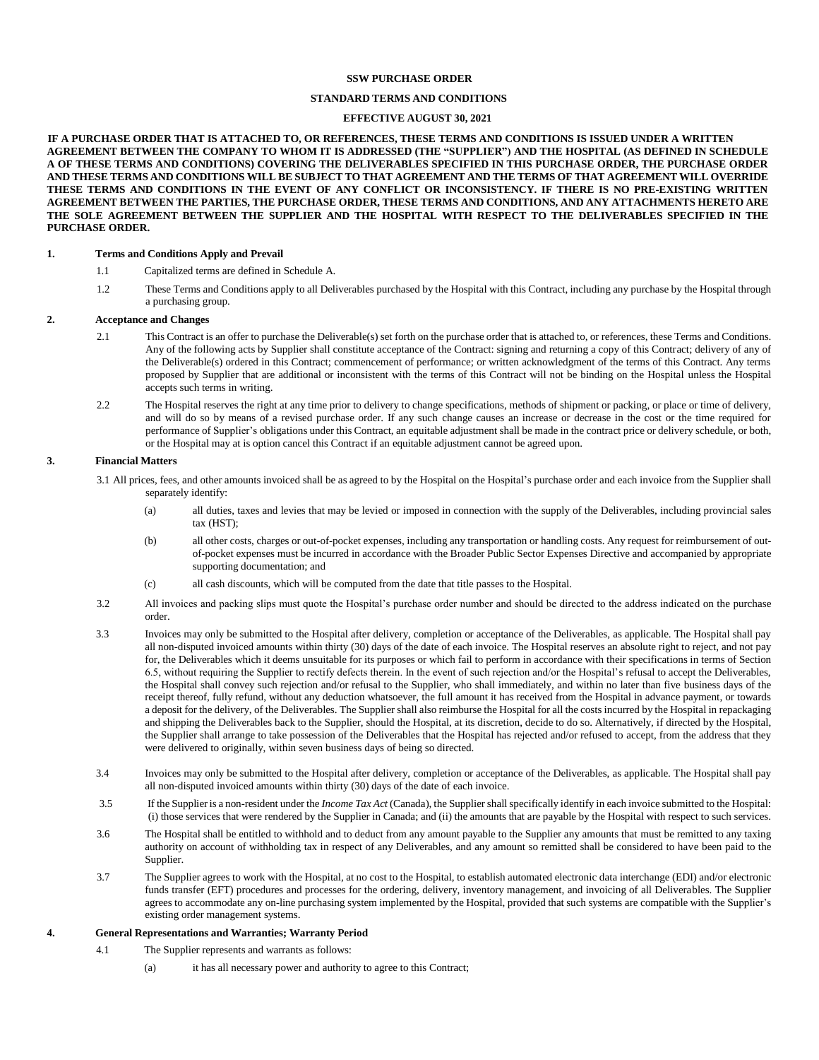**SSW PURCHASE ORDER**

**STANDARD TERMS AND CONDITIONS**

**EFFECTIVE AUGUST 30, 2021**

**IF A PURCHASE ORDER THAT IS ATTACHED TO, OR REFERENCES, THESE TERMS AND CONDITIONS IS ISSUED UNDER A WRITTEN AGREEMENT BETWEEN THE COMPANY TO WHOM IT IS ADDRESSED (THE "SUPPLIER") AND THE HOSPITAL (AS DEFINED IN SCHEDULE A OF THESE TERMS AND CONDITIONS) COVERING THE DELIVERABLES SPECIFIED IN THIS PURCHASE ORDER, THE PURCHASE ORDER AND THESE TERMS AND CONDITIONS WILL BE SUBJECT TO THAT AGREEMENT AND THE TERMS OF THAT AGREEMENT WILL OVERRIDE THESE TERMS AND CONDITIONS IN THE EVENT OF ANY CONFLICT OR INCONSISTENCY. IF THERE IS NO PRE-EXISTING WRITTEN AGREEMENT BETWEEN THE PARTIES, THE PURCHASE ORDER, THESE TERMS AND CONDITIONS, AND ANY ATTACHMENTS HERETO ARE THE SOLE AGREEMENT BETWEEN THE SUPPLIER AND THE HOSPITAL WITH RESPECT TO THE DELIVERABLES SPECIFIED IN THE PURCHASE ORDER.**

## 1. Terms and Conditions Apply and Prevail

1.1 Capitalized terms are defined in Schedule A.

1.2 These Terms and Conditions apply to all Deliverables purchased by the Hospital with this Contract, including any purchase by the Hospital through a purchasing group.

## 2. Acceptance and Changes

2.1 This Contract is an offer to purchase the Deliverable(s) set forth on the purchase order that is attached to, or references, these Terms and Conditions. Any of the following acts by Supplier shall constitute acceptance of the Contract: signing and returning a copy of this Contract; delivery of any of the Deliverable(s) ordered in this Contract; commencement of performance; or written acknowledgment of the terms of this Contract. Any terms proposed by Supplier that are additional or inconsistent with the terms of this Contract will not be binding on the Hospital unless the Hospital accepts such terms in writing.

2.2 The Hospital reserves the right at any time prior to delivery to change specifications, methods of shipment or packing, or place or time of delivery, and will do so by means of a revised purchase order. If any such change causes an increase or decrease in the cost or the time required for performance of Supplier's obligations under this Contract, an equitable adjustment shall be made in the contract price or delivery schedule, or both, or the Hospital may at is option cancel this Contract if an equitable adjustment cannot be agreed upon.

## 3. Financial Matters

3.1 All prices, fees, and other amounts invoiced shall be as agreed to by the Hospital on the Hospital's purchase order and each invoice from the Supplier shall separately identify:

(a) all duties, taxes and levies that may be levied or imposed in connection with the supply of the Deliverables, including provincial sales tax (HST);

(b) all other costs, charges or out-of-pocket expenses, including any transportation or handling costs. Any request for reimbursement of out-of-pocket expenses must be incurred in accordance with the Broader Public Sector Expenses Directive and accompanied by appropriate supporting documentation; and

(c) all cash discounts, which will be computed from the date that title passes to the Hospital.

3.2 All invoices and packing slips must quote the Hospital's purchase order number and should be directed to the address indicated on the purchase order.

3.3 Invoices may only be submitted to the Hospital after delivery, completion or acceptance of the Deliverables, as applicable. The Hospital shall pay all non-disputed invoiced amounts within thirty (30) days of the date of each invoice. The Hospital reserves an absolute right to reject, and not pay for, the Deliverables which it deems unsuitable for its purposes or which fail to perform in accordance with their specifications in terms of Section 6.5, without requiring the Supplier to rectify defects therein. In the event of such rejection and/or the Hospital's refusal to accept the Deliverables, the Hospital shall convey such rejection and/or refusal to the Supplier, who shall immediately, and within no later than five business days of the receipt thereof, fully refund, without any deduction whatsoever, the full amount it has received from the Hospital in advance payment, or towards a deposit for the delivery, of the Deliverables. The Supplier shall also reimburse the Hospital for all the costs incurred by the Hospital in repackaging and shipping the Deliverables back to the Supplier, should the Hospital, at its discretion, decide to do so. Alternatively, if directed by the Hospital, the Supplier shall arrange to take possession of the Deliverables that the Hospital has rejected and/or refused to accept, from the address that they were delivered to originally, within seven business days of being so directed.

3.4 Invoices may only be submitted to the Hospital after delivery, completion or acceptance of the Deliverables, as applicable. The Hospital shall pay all non-disputed invoiced amounts within thirty (30) days of the date of each invoice.

3.5 If the Supplier is a non-resident under the *Income Tax Act* (Canada), the Supplier shall specifically identify in each invoice submitted to the Hospital: (i) those services that were rendered by the Supplier in Canada; and (ii) the amounts that are payable by the Hospital with respect to such services.

3.6 The Hospital shall be entitled to withhold and to deduct from any amount payable to the Supplier any amounts that must be remitted to any taxing authority on account of withholding tax in respect of any Deliverables, and any amount so remitted shall be considered to have been paid to the Supplier.

3.7 The Supplier agrees to work with the Hospital, at no cost to the Hospital, to establish automated electronic data interchange (EDI) and/or electronic funds transfer (EFT) procedures and processes for the ordering, delivery, inventory management, and invoicing of all Deliverables. The Supplier agrees to accommodate any on-line purchasing system implemented by the Hospital, provided that such systems are compatible with the Supplier's existing order management systems.

## 4. General Representations and Warranties; Warranty Period

4.1 The Supplier represents and warrants as follows:

(a) it has all necessary power and authority to agree to this Contract;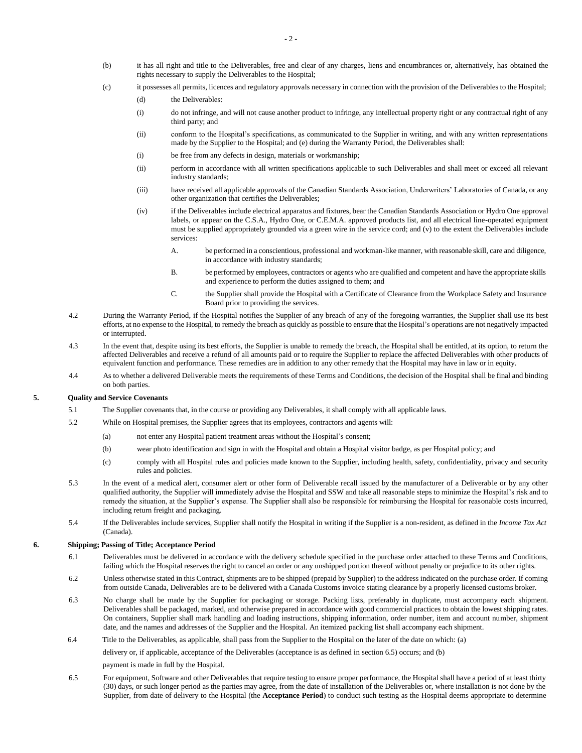(b) it has all right and title to the Deliverables, free and clear of any charges, liens and encumbrances or, alternatively, has obtained the rights necessary to supply the Deliverables to the Hospital;

(c) it possesses all permits, licences and regulatory approvals necessary in connection with the provision of the Deliverables to the Hospital;

(d) the Deliverables:

(i) do not infringe, and will not cause another product to infringe, any intellectual property right or any contractual right of any third party; and

(ii) conform to the Hospital's specifications, as communicated to the Supplier in writing, and with any written representations made by the Supplier to the Hospital; and (e) during the Warranty Period, the Deliverables shall:

(i) be free from any defects in design, materials or workmanship;

(ii) perform in accordance with all written specifications applicable to such Deliverables and shall meet or exceed all relevant industry standards;

(iii) have received all applicable approvals of the Canadian Standards Association, Underwriters' Laboratories of Canada, or any other organization that certifies the Deliverables;

(iv) if the Deliverables include electrical apparatus and fixtures, bear the Canadian Standards Association or Hydro One approval labels, or appear on the C.S.A., Hydro One, or C.E.M.A. approved products list, and all electrical line-operated equipment must be supplied appropriately grounded via a green wire in the service cord; and (v) to the extent the Deliverables include services:

A. be performed in a conscientious, professional and workman-like manner, with reasonable skill, care and diligence, in accordance with industry standards;

B. be performed by employees, contractors or agents who are qualified and competent and have the appropriate skills and experience to perform the duties assigned to them; and

C. the Supplier shall provide the Hospital with a Certificate of Clearance from the Workplace Safety and Insurance Board prior to providing the services.

4.2 During the Warranty Period, if the Hospital notifies the Supplier of any breach of any of the foregoing warranties, the Supplier shall use its best efforts, at no expense to the Hospital, to remedy the breach as quickly as possible to ensure that the Hospital's operations are not negatively impacted or interrupted.

4.3 In the event that, despite using its best efforts, the Supplier is unable to remedy the breach, the Hospital shall be entitled, at its option, to return the affected Deliverables and receive a refund of all amounts paid or to require the Supplier to replace the affected Deliverables with other products of equivalent function and performance. These remedies are in addition to any other remedy that the Hospital may have in law or in equity.

4.4 As to whether a delivered Deliverable meets the requirements of these Terms and Conditions, the decision of the Hospital shall be final and binding on both parties.

## 5. Quality and Service Covenants

5.1 The Supplier covenants that, in the course or providing any Deliverables, it shall comply with all applicable laws.

5.2 While on Hospital premises, the Supplier agrees that its employees, contractors and agents will:

(a) not enter any Hospital patient treatment areas without the Hospital's consent;

(b) wear photo identification and sign in with the Hospital and obtain a Hospital visitor badge, as per Hospital policy; and

(c) comply with all Hospital rules and policies made known to the Supplier, including health, safety, confidentiality, privacy and security rules and policies.

5.3 In the event of a medical alert, consumer alert or other form of Deliverable recall issued by the manufacturer of a Deliverable or by any other qualified authority, the Supplier will immediately advise the Hospital and SSW and take all reasonable steps to minimize the Hospital's risk and to remedy the situation, at the Supplier's expense. The Supplier shall also be responsible for reimbursing the Hospital for reasonable costs incurred, including return freight and packaging.

5.4 If the Deliverables include services, Supplier shall notify the Hospital in writing if the Supplier is a non-resident, as defined in the *Income Tax Act* (Canada).

## 6. Shipping; Passing of Title; Acceptance Period

6.1 Deliverables must be delivered in accordance with the delivery schedule specified in the purchase order attached to these Terms and Conditions, failing which the Hospital reserves the right to cancel an order or any unshipped portion thereof without penalty or prejudice to its other rights.

6.2 Unless otherwise stated in this Contract, shipments are to be shipped (prepaid by Supplier) to the address indicated on the purchase order. If coming from outside Canada, Deliverables are to be delivered with a Canada Customs invoice stating clearance by a properly licensed customs broker.

6.3 No charge shall be made by the Supplier for packaging or storage. Packing lists, preferably in duplicate, must accompany each shipment. Deliverables shall be packaged, marked, and otherwise prepared in accordance with good commercial practices to obtain the lowest shipping rates. On containers, Supplier shall mark handling and loading instructions, shipping information, order number, item and account number, shipment date, and the names and addresses of the Supplier and the Hospital. An itemized packing list shall accompany each shipment.

6.4 Title to the Deliverables, as applicable, shall pass from the Supplier to the Hospital on the later of the date on which: (a) delivery or, if applicable, acceptance of the Deliverables (acceptance is as defined in section 6.5) occurs; and (b) payment is made in full by the Hospital.

6.5 For equipment, Software and other Deliverables that require testing to ensure proper performance, the Hospital shall have a period of at least thirty (30) days, or such longer period as the parties may agree, from the date of installation of the Deliverables or, where installation is not done by the Supplier, from date of delivery to the Hospital (the **Acceptance Period**) to conduct such testing as the Hospital deems appropriate to determine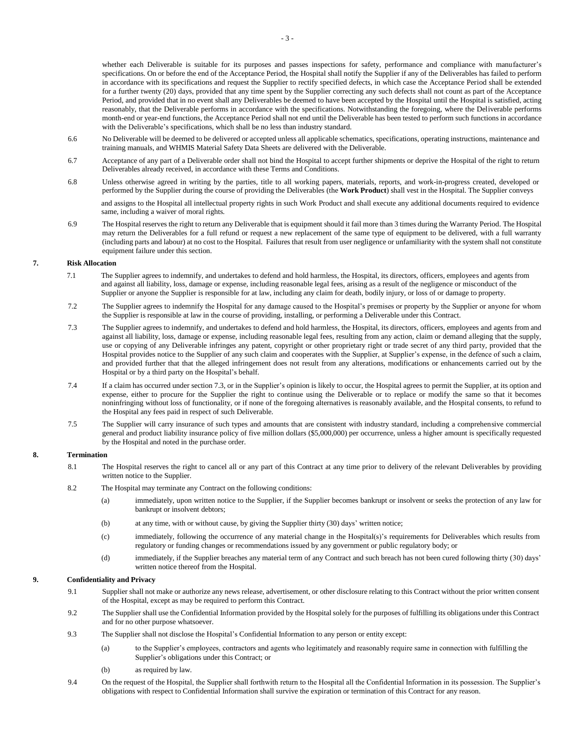whether each Deliverable is suitable for its purposes and passes inspections for safety, performance and compliance with manufacturer's specifications. On or before the end of the Acceptance Period, the Hospital shall notify the Supplier if any of the Deliverables has failed to perform in accordance with its specifications and request the Supplier to rectify specified defects, in which case the Acceptance Period shall be extended for a further twenty (20) days, provided that any time spent by the Supplier correcting any such defects shall not count as part of the Acceptance Period, and provided that in no event shall any Deliverables be deemed to have been accepted by the Hospital until the Hospital is satisfied, acting reasonably, that the Deliverable performs in accordance with the specifications. Notwithstanding the foregoing, where the Deliverable performs month-end or year-end functions, the Acceptance Period shall not end until the Deliverable has been tested to perform such functions in accordance with the Deliverable's specifications, which shall be no less than industry standard.

6.6 No Deliverable will be deemed to be delivered or accepted unless all applicable schematics, specifications, operating instructions, maintenance and training manuals, and WHMIS Material Safety Data Sheets are delivered with the Deliverable.

6.7 Acceptance of any part of a Deliverable order shall not bind the Hospital to accept further shipments or deprive the Hospital of the right to return Deliverables already received, in accordance with these Terms and Conditions.

6.8 Unless otherwise agreed in writing by the parties, title to all working papers, materials, reports, and work-in-progress created, developed or performed by the Supplier during the course of providing the Deliverables (the **Work Product**) shall vest in the Hospital. The Supplier conveys and assigns to the Hospital all intellectual property rights in such Work Product and shall execute any additional documents required to evidence same, including a waiver of moral rights.

6.9 The Hospital reserves the right to return any Deliverable that is equipment should it fail more than 3 times during the Warranty Period. The Hospital may return the Deliverables for a full refund or request a new replacement of the same type of equipment to be delivered, with a full warranty (including parts and labour) at no cost to the Hospital. Failures that result from user negligence or unfamiliarity with the system shall not constitute equipment failure under this section.

## 7. Risk Allocation

7.1 The Supplier agrees to indemnify, and undertakes to defend and hold harmless, the Hospital, its directors, officers, employees and agents from and against all liability, loss, damage or expense, including reasonable legal fees, arising as a result of the negligence or misconduct of the Supplier or anyone the Supplier is responsible for at law, including any claim for death, bodily injury, or loss of or damage to property.

7.2 The Supplier agrees to indemnify the Hospital for any damage caused to the Hospital's premises or property by the Supplier or anyone for whom the Supplier is responsible at law in the course of providing, installing, or performing a Deliverable under this Contract.

7.3 The Supplier agrees to indemnify, and undertakes to defend and hold harmless, the Hospital, its directors, officers, employees and agents from and against all liability, loss, damage or expense, including reasonable legal fees, resulting from any action, claim or demand alleging that the supply, use or copying of any Deliverable infringes any patent, copyright or other proprietary right or trade secret of any third party, provided that the Hospital provides notice to the Supplier of any such claim and cooperates with the Supplier, at Supplier's expense, in the defence of such a claim, and provided further that that the alleged infringement does not result from any alterations, modifications or enhancements carried out by the Hospital or by a third party on the Hospital's behalf.

7.4 If a claim has occurred under section 7.3, or in the Supplier's opinion is likely to occur, the Hospital agrees to permit the Supplier, at its option and expense, either to procure for the Supplier the right to continue using the Deliverable or to replace or modify the same so that it becomes noninfringing without loss of functionality, or if none of the foregoing alternatives is reasonably available, and the Hospital consents, to refund to the Hospital any fees paid in respect of such Deliverable.

7.5 The Supplier will carry insurance of such types and amounts that are consistent with industry standard, including a comprehensive commercial general and product liability insurance policy of five million dollars ($5,000,000) per occurrence, unless a higher amount is specifically requested by the Hospital and noted in the purchase order.

## 8. Termination

8.1 The Hospital reserves the right to cancel all or any part of this Contract at any time prior to delivery of the relevant Deliverables by providing written notice to the Supplier.

8.2 The Hospital may terminate any Contract on the following conditions:

(a) immediately, upon written notice to the Supplier, if the Supplier becomes bankrupt or insolvent or seeks the protection of any law for bankrupt or insolvent debtors;

(b) at any time, with or without cause, by giving the Supplier thirty (30) days' written notice;

(c) immediately, following the occurrence of any material change in the Hospital(s)'s requirements for Deliverables which results from regulatory or funding changes or recommendations issued by any government or public regulatory body; or

(d) immediately, if the Supplier breaches any material term of any Contract and such breach has not been cured following thirty (30) days' written notice thereof from the Hospital.

## 9. Confidentiality and Privacy

9.1 Supplier shall not make or authorize any news release, advertisement, or other disclosure relating to this Contract without the prior written consent of the Hospital, except as may be required to perform this Contract.

9.2 The Supplier shall use the Confidential Information provided by the Hospital solely for the purposes of fulfilling its obligations under this Contract and for no other purpose whatsoever.

9.3 The Supplier shall not disclose the Hospital's Confidential Information to any person or entity except:

(a) to the Supplier's employees, contractors and agents who legitimately and reasonably require same in connection with fulfilling the Supplier's obligations under this Contract; or

(b) as required by law.

9.4 On the request of the Hospital, the Supplier shall forthwith return to the Hospital all the Confidential Information in its possession. The Supplier's obligations with respect to Confidential Information shall survive the expiration or termination of this Contract for any reason.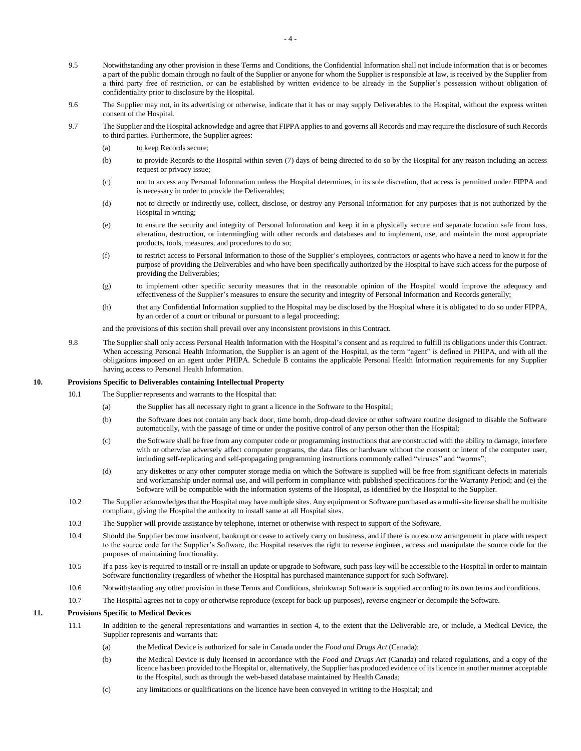9.5 Notwithstanding any other provision in these Terms and Conditions, the Confidential Information shall not include information that is or becomes a part of the public domain through no fault of the Supplier or anyone for whom the Supplier is responsible at law, is received by the Supplier from a third party free of restriction, or can be established by written evidence to be already in the Supplier's possession without obligation of confidentiality prior to disclosure by the Hospital.

9.6 The Supplier may not, in its advertising or otherwise, indicate that it has or may supply Deliverables to the Hospital, without the express written consent of the Hospital.

9.7 The Supplier and the Hospital acknowledge and agree that FIPPA applies to and governs all Records and may require the disclosure of such Records to third parties. Furthermore, the Supplier agrees:

(a) to keep Records secure;

(b) to provide Records to the Hospital within seven (7) days of being directed to do so by the Hospital for any reason including an access request or privacy issue;

(c) not to access any Personal Information unless the Hospital determines, in its sole discretion, that access is permitted under FIPPA and is necessary in order to provide the Deliverables;

(d) not to directly or indirectly use, collect, disclose, or destroy any Personal Information for any purposes that is not authorized by the Hospital in writing;

(e) to ensure the security and integrity of Personal Information and keep it in a physically secure and separate location safe from loss, alteration, destruction, or intermingling with other records and databases and to implement, use, and maintain the most appropriate products, tools, measures, and procedures to do so;

(f) to restrict access to Personal Information to those of the Supplier's employees, contractors or agents who have a need to know it for the purpose of providing the Deliverables and who have been specifically authorized by the Hospital to have such access for the purpose of providing the Deliverables;

(g) to implement other specific security measures that in the reasonable opinion of the Hospital would improve the adequacy and effectiveness of the Supplier's measures to ensure the security and integrity of Personal Information and Records generally;

(h) that any Confidential Information supplied to the Hospital may be disclosed by the Hospital where it is obligated to do so under FIPPA, by an order of a court or tribunal or pursuant to a legal proceeding;

and the provisions of this section shall prevail over any inconsistent provisions in this Contract.

9.8 The Supplier shall only access Personal Health Information with the Hospital's consent and as required to fulfill its obligations under this Contract. When accessing Personal Health Information, the Supplier is an agent of the Hospital, as the term "agent" is defined in PHIPA, and with all the obligations imposed on an agent under PHIPA. Schedule B contains the applicable Personal Health Information requirements for any Supplier having access to Personal Health Information.

## 10. Provisions Specific to Deliverables containing Intellectual Property

10.1 The Supplier represents and warrants to the Hospital that:

(a) the Supplier has all necessary right to grant a licence in the Software to the Hospital;

(b) the Software does not contain any back door, time bomb, drop-dead device or other software routine designed to disable the Software automatically, with the passage of time or under the positive control of any person other than the Hospital;

(c) the Software shall be free from any computer code or programming instructions that are constructed with the ability to damage, interfere with or otherwise adversely affect computer programs, the data files or hardware without the consent or intent of the computer user, including self-replicating and self-propagating programming instructions commonly called "viruses" and "worms";

(d) any diskettes or any other computer storage media on which the Software is supplied will be free from significant defects in materials and workmanship under normal use, and will perform in compliance with published specifications for the Warranty Period; and (e) the Software will be compatible with the information systems of the Hospital, as identified by the Hospital to the Supplier.

10.2 The Supplier acknowledges that the Hospital may have multiple sites. Any equipment or Software purchased as a multi-site license shall be multisite compliant, giving the Hospital the authority to install same at all Hospital sites.

10.3 The Supplier will provide assistance by telephone, internet or otherwise with respect to support of the Software.

10.4 Should the Supplier become insolvent, bankrupt or cease to actively carry on business, and if there is no escrow arrangement in place with respect to the source code for the Supplier's Software, the Hospital reserves the right to reverse engineer, access and manipulate the source code for the purposes of maintaining functionality.

10.5 If a pass-key is required to install or re-install an update or upgrade to Software, such pass-key will be accessible to the Hospital in order to maintain Software functionality (regardless of whether the Hospital has purchased maintenance support for such Software).

10.6 Notwithstanding any other provision in these Terms and Conditions, shrinkwrap Software is supplied according to its own terms and conditions.

10.7 The Hospital agrees not to copy or otherwise reproduce (except for back-up purposes), reverse engineer or decompile the Software.

## 11. Provisions Specific to Medical Devices

11.1 In addition to the general representations and warranties in section 4, to the extent that the Deliverable are, or include, a Medical Device, the Supplier represents and warrants that:

(a) the Medical Device is authorized for sale in Canada under the *Food and Drugs Act* (Canada);

(b) the Medical Device is duly licensed in accordance with the *Food and Drugs Act* (Canada) and related regulations, and a copy of the licence has been provided to the Hospital or, alternatively, the Supplier has produced evidence of its licence in another manner acceptable to the Hospital, such as through the web-based database maintained by Health Canada;

(c) any limitations or qualifications on the licence have been conveyed in writing to the Hospital; and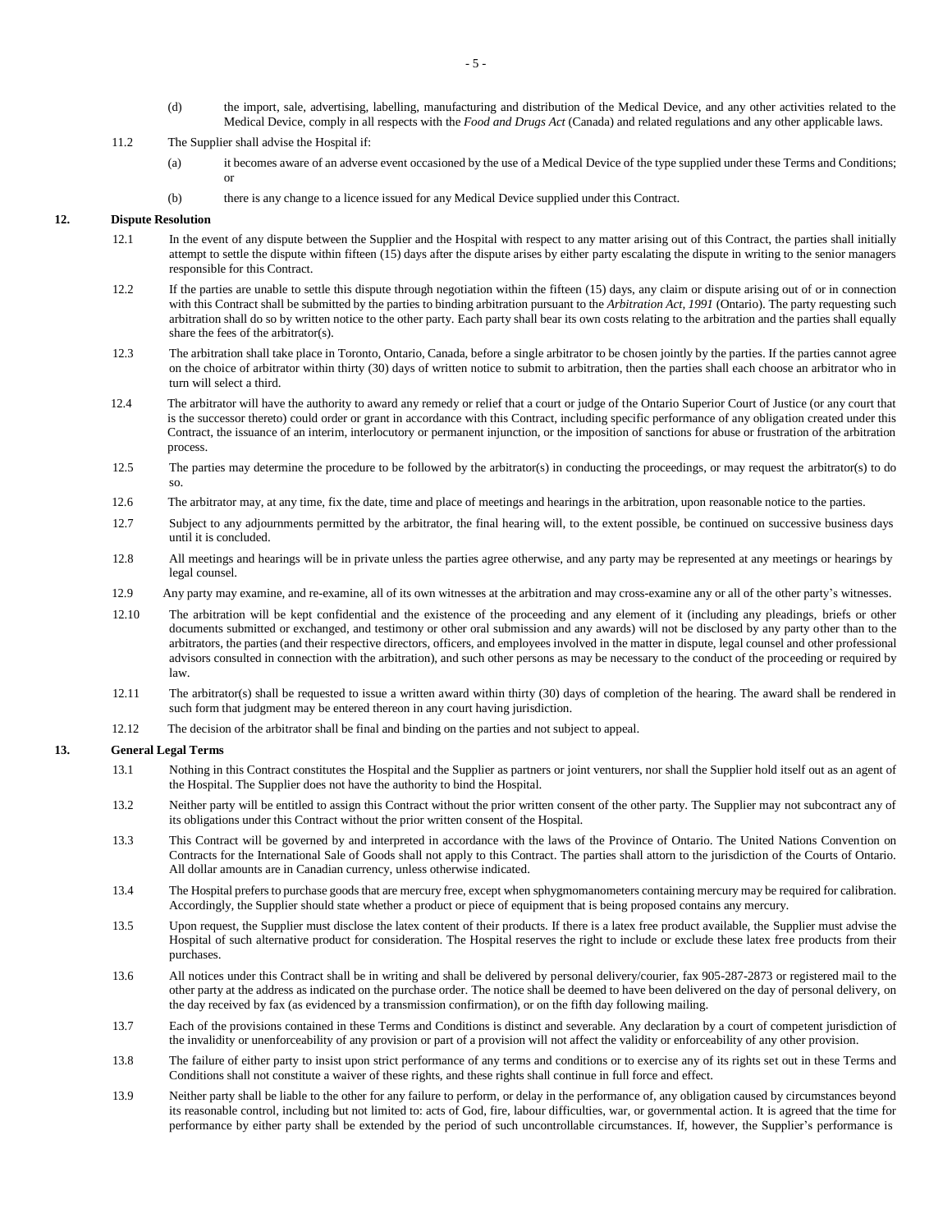(d) the import, sale, advertising, labelling, manufacturing and distribution of the Medical Device, and any other activities related to the Medical Device, comply in all respects with the *Food and Drugs Act* (Canada) and related regulations and any other applicable laws.

11.2 The Supplier shall advise the Hospital if:

(a) it becomes aware of an adverse event occasioned by the use of a Medical Device of the type supplied under these Terms and Conditions; or

(b) there is any change to a licence issued for any Medical Device supplied under this Contract.

## 12. Dispute Resolution

12.1 In the event of any dispute between the Supplier and the Hospital with respect to any matter arising out of this Contract, the parties shall initially attempt to settle the dispute within fifteen (15) days after the dispute arises by either party escalating the dispute in writing to the senior managers responsible for this Contract.

12.2 If the parties are unable to settle this dispute through negotiation within the fifteen (15) days, any claim or dispute arising out of or in connection with this Contract shall be submitted by the parties to binding arbitration pursuant to the *Arbitration Act, 1991* (Ontario). The party requesting such arbitration shall do so by written notice to the other party. Each party shall bear its own costs relating to the arbitration and the parties shall equally share the fees of the arbitrator(s).

12.3 The arbitration shall take place in Toronto, Ontario, Canada, before a single arbitrator to be chosen jointly by the parties. If the parties cannot agree on the choice of arbitrator within thirty (30) days of written notice to submit to arbitration, then the parties shall each choose an arbitrator who in turn will select a third.

12.4 The arbitrator will have the authority to award any remedy or relief that a court or judge of the Ontario Superior Court of Justice (or any court that is the successor thereto) could order or grant in accordance with this Contract, including specific performance of any obligation created under this Contract, the issuance of an interim, interlocutory or permanent injunction, or the imposition of sanctions for abuse or frustration of the arbitration process.

12.5 The parties may determine the procedure to be followed by the arbitrator(s) in conducting the proceedings, or may request the arbitrator(s) to do so.

12.6 The arbitrator may, at any time, fix the date, time and place of meetings and hearings in the arbitration, upon reasonable notice to the parties.

12.7 Subject to any adjournments permitted by the arbitrator, the final hearing will, to the extent possible, be continued on successive business days until it is concluded.

12.8 All meetings and hearings will be in private unless the parties agree otherwise, and any party may be represented at any meetings or hearings by legal counsel.

12.9 Any party may examine, and re-examine, all of its own witnesses at the arbitration and may cross-examine any or all of the other party's witnesses.

12.10 The arbitration will be kept confidential and the existence of the proceeding and any element of it (including any pleadings, briefs or other documents submitted or exchanged, and testimony or other oral submission and any awards) will not be disclosed by any party other than to the arbitrators, the parties (and their respective directors, officers, and employees involved in the matter in dispute, legal counsel and other professional advisors consulted in connection with the arbitration), and such other persons as may be necessary to the conduct of the proceeding or required by law.

12.11 The arbitrator(s) shall be requested to issue a written award within thirty (30) days of completion of the hearing. The award shall be rendered in such form that judgment may be entered thereon in any court having jurisdiction.

12.12 The decision of the arbitrator shall be final and binding on the parties and not subject to appeal.

## 13. General Legal Terms

13.1 Nothing in this Contract constitutes the Hospital and the Supplier as partners or joint venturers, nor shall the Supplier hold itself out as an agent of the Hospital. The Supplier does not have the authority to bind the Hospital.

13.2 Neither party will be entitled to assign this Contract without the prior written consent of the other party. The Supplier may not subcontract any of its obligations under this Contract without the prior written consent of the Hospital.

13.3 This Contract will be governed by and interpreted in accordance with the laws of the Province of Ontario. The United Nations Convention on Contracts for the International Sale of Goods shall not apply to this Contract. The parties shall attorn to the jurisdiction of the Courts of Ontario. All dollar amounts are in Canadian currency, unless otherwise indicated.

13.4 The Hospital prefers to purchase goods that are mercury free, except when sphygmomanometers containing mercury may be required for calibration. Accordingly, the Supplier should state whether a product or piece of equipment that is being proposed contains any mercury.

13.5 Upon request, the Supplier must disclose the latex content of their products. If there is a latex free product available, the Supplier must advise the Hospital of such alternative product for consideration. The Hospital reserves the right to include or exclude these latex free products from their purchases.

13.6 All notices under this Contract shall be in writing and shall be delivered by personal delivery/courier, fax 905-287-2873 or registered mail to the other party at the address as indicated on the purchase order. The notice shall be deemed to have been delivered on the day of personal delivery, on the day received by fax (as evidenced by a transmission confirmation), or on the fifth day following mailing.

13.7 Each of the provisions contained in these Terms and Conditions is distinct and severable. Any declaration by a court of competent jurisdiction of the invalidity or unenforceability of any provision or part of a provision will not affect the validity or enforceability of any other provision.

13.8 The failure of either party to insist upon strict performance of any terms and conditions or to exercise any of its rights set out in these Terms and Conditions shall not constitute a waiver of these rights, and these rights shall continue in full force and effect.

13.9 Neither party shall be liable to the other for any failure to perform, or delay in the performance of, any obligation caused by circumstances beyond its reasonable control, including but not limited to: acts of God, fire, labour difficulties, war, or governmental action. It is agreed that the time for performance by either party shall be extended by the period of such uncontrollable circumstances. If, however, the Supplier's performance is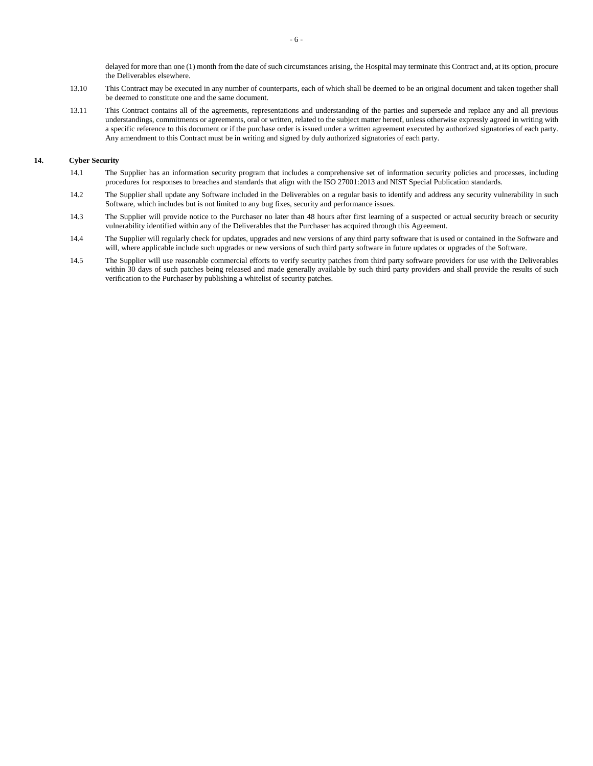delayed for more than one (1) month from the date of such circumstances arising, the Hospital may terminate this Contract and, at its option, procure the Deliverables elsewhere.

13.10 This Contract may be executed in any number of counterparts, each of which shall be deemed to be an original document and taken together shall be deemed to constitute one and the same document.

13.11 This Contract contains all of the agreements, representations and understanding of the parties and supersede and replace any and all previous understandings, commitments or agreements, oral or written, related to the subject matter hereof, unless otherwise expressly agreed in writing with a specific reference to this document or if the purchase order is issued under a written agreement executed by authorized signatories of each party. Any amendment to this Contract must be in writing and signed by duly authorized signatories of each party.

## 14. Cyber Security

14.1 The Supplier has an information security program that includes a comprehensive set of information security policies and processes, including procedures for responses to breaches and standards that align with the ISO 27001:2013 and NIST Special Publication standards.

14.2 The Supplier shall update any Software included in the Deliverables on a regular basis to identify and address any security vulnerability in such Software, which includes but is not limited to any bug fixes, security and performance issues.

14.3 The Supplier will provide notice to the Purchaser no later than 48 hours after first learning of a suspected or actual security breach or security vulnerability identified within any of the Deliverables that the Purchaser has acquired through this Agreement.

14.4 The Supplier will regularly check for updates, upgrades and new versions of any third party software that is used or contained in the Software and will, where applicable include such upgrades or new versions of such third party software in future updates or upgrades of the Software.

14.5 The Supplier will use reasonable commercial efforts to verify security patches from third party software providers for use with the Deliverables within 30 days of such patches being released and made generally available by such third party providers and shall provide the results of such verification to the Purchaser by publishing a whitelist of security patches.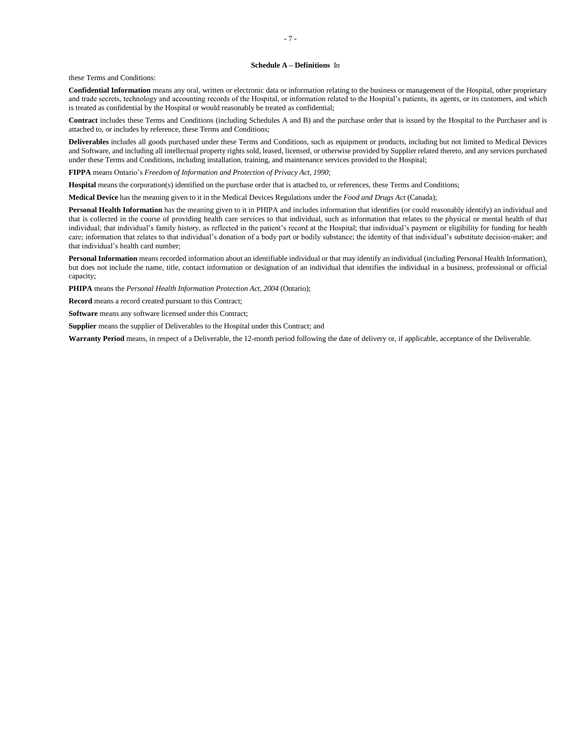## Schedule A – Definitions

In these Terms and Conditions:

**Confidential Information** means any oral, written or electronic data or information relating to the business or management of the Hospital, other proprietary and trade secrets, technology and accounting records of the Hospital, or information related to the Hospital's patients, its agents, or its customers, and which is treated as confidential by the Hospital or would reasonably be treated as confidential;

**Contract** includes these Terms and Conditions (including Schedules A and B) and the purchase order that is issued by the Hospital to the Purchaser and is attached to, or includes by reference, these Terms and Conditions;

**Deliverables** includes all goods purchased under these Terms and Conditions, such as equipment or products, including but not limited to Medical Devices and Software, and including all intellectual property rights sold, leased, licensed, or otherwise provided by Supplier related thereto, and any services purchased under these Terms and Conditions, including installation, training, and maintenance services provided to the Hospital;

**FIPPA** means Ontario's *Freedom of Information and Protection of Privacy Act, 1990*;

**Hospital** means the corporation(s) identified on the purchase order that is attached to, or references, these Terms and Conditions;

**Medical Device** has the meaning given to it in the Medical Devices Regulations under the *Food and Drugs Act* (Canada);

**Personal Health Information** has the meaning given to it in PHIPA and includes information that identifies (or could reasonably identify) an individual and that is collected in the course of providing health care services to that individual, such as information that relates to the physical or mental health of that individual; that individual's family history, as reflected in the patient's record at the Hospital; that individual's payment or eligibility for funding for health care; information that relates to that individual's donation of a body part or bodily substance; the identity of that individual's substitute decision-maker; and that individual's health card number;

**Personal Information** means recorded information about an identifiable individual or that may identify an individual (including Personal Health Information), but does not include the name, title, contact information or designation of an individual that identifies the individual in a business, professional or official capacity;

**PHIPA** means the *Personal Health Information Protection Act, 2004* (Ontario);

**Record** means a record created pursuant to this Contract;

**Software** means any software licensed under this Contract;

**Supplier** means the supplier of Deliverables to the Hospital under this Contract; and

**Warranty Period** means, in respect of a Deliverable, the 12-month period following the date of delivery or, if applicable, acceptance of the Deliverable.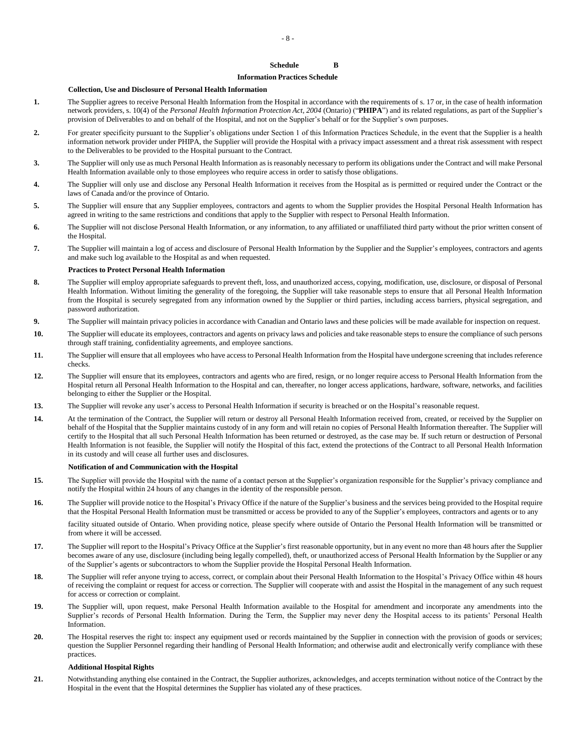## Schedule B

### Information Practices Schedule

**Collection, Use and Disclosure of Personal Health Information**

**1.** The Supplier agrees to receive Personal Health Information from the Hospital in accordance with the requirements of s. 17 or, in the case of health information network providers, s. 10(4) of the *Personal Health Information Protection Act, 2004* (Ontario) ("**PHIPA**") and its related regulations, as part of the Supplier's provision of Deliverables to and on behalf of the Hospital, and not on the Supplier's behalf or for the Supplier's own purposes.

**2.** For greater specificity pursuant to the Supplier's obligations under Section 1 of this Information Practices Schedule, in the event that the Supplier is a health information network provider under PHIPA, the Supplier will provide the Hospital with a privacy impact assessment and a threat risk assessment with respect to the Deliverables to be provided to the Hospital pursuant to the Contract.

**3.** The Supplier will only use as much Personal Health Information as is reasonably necessary to perform its obligations under the Contract and will make Personal Health Information available only to those employees who require access in order to satisfy those obligations.

**4.** The Supplier will only use and disclose any Personal Health Information it receives from the Hospital as is permitted or required under the Contract or the laws of Canada and/or the province of Ontario.

**5.** The Supplier will ensure that any Supplier employees, contractors and agents to whom the Supplier provides the Hospital Personal Health Information has agreed in writing to the same restrictions and conditions that apply to the Supplier with respect to Personal Health Information.

**6.** The Supplier will not disclose Personal Health Information, or any information, to any affiliated or unaffiliated third party without the prior written consent of the Hospital.

**7.** The Supplier will maintain a log of access and disclosure of Personal Health Information by the Supplier and the Supplier's employees, contractors and agents and make such log available to the Hospital as and when requested.

**Practices to Protect Personal Health Information**

**8.** The Supplier will employ appropriate safeguards to prevent theft, loss, and unauthorized access, copying, modification, use, disclosure, or disposal of Personal Health Information. Without limiting the generality of the foregoing, the Supplier will take reasonable steps to ensure that all Personal Health Information from the Hospital is securely segregated from any information owned by the Supplier or third parties, including access barriers, physical segregation, and password authorization.

**9.** The Supplier will maintain privacy policies in accordance with Canadian and Ontario laws and these policies will be made available for inspection on request.

**10.** The Supplier will educate its employees, contractors and agents on privacy laws and policies and take reasonable steps to ensure the compliance of such persons through staff training, confidentiality agreements, and employee sanctions.

**11.** The Supplier will ensure that all employees who have access to Personal Health Information from the Hospital have undergone screening that includes reference checks.

**12.** The Supplier will ensure that its employees, contractors and agents who are fired, resign, or no longer require access to Personal Health Information from the Hospital return all Personal Health Information to the Hospital and can, thereafter, no longer access applications, hardware, software, networks, and facilities belonging to either the Supplier or the Hospital.

**13.** The Supplier will revoke any user's access to Personal Health Information if security is breached or on the Hospital's reasonable request.

**14.** At the termination of the Contract, the Supplier will return or destroy all Personal Health Information received from, created, or received by the Supplier on behalf of the Hospital that the Supplier maintains custody of in any form and will retain no copies of Personal Health Information thereafter. The Supplier will certify to the Hospital that all such Personal Health Information has been returned or destroyed, as the case may be. If such return or destruction of Personal Health Information is not feasible, the Supplier will notify the Hospital of this fact, extend the protections of the Contract to all Personal Health Information in its custody and will cease all further uses and disclosures.

**Notification of and Communication with the Hospital**

**15.** The Supplier will provide the Hospital with the name of a contact person at the Supplier's organization responsible for the Supplier's privacy compliance and notify the Hospital within 24 hours of any changes in the identity of the responsible person.

**16.** The Supplier will provide notice to the Hospital's Privacy Office if the nature of the Supplier's business and the services being provided to the Hospital require that the Hospital Personal Health Information must be transmitted or access be provided to any of the Supplier's employees, contractors and agents or to any facility situated outside of Ontario. When providing notice, please specify where outside of Ontario the Personal Health Information will be transmitted or from where it will be accessed.

**17.** The Supplier will report to the Hospital's Privacy Office at the Supplier's first reasonable opportunity, but in any event no more than 48 hours after the Supplier becomes aware of any use, disclosure (including being legally compelled), theft, or unauthorized access of Personal Health Information by the Supplier or any of the Supplier's agents or subcontractors to whom the Supplier provide the Hospital Personal Health Information.

**18.** The Supplier will refer anyone trying to access, correct, or complain about their Personal Health Information to the Hospital's Privacy Office within 48 hours of receiving the complaint or request for access or correction. The Supplier will cooperate with and assist the Hospital in the management of any such request for access or correction or complaint.

**19.** The Supplier will, upon request, make Personal Health Information available to the Hospital for amendment and incorporate any amendments into the Supplier's records of Personal Health Information. During the Term, the Supplier may never deny the Hospital access to its patients' Personal Health Information.

**20.** The Hospital reserves the right to: inspect any equipment used or records maintained by the Supplier in connection with the provision of goods or services; question the Supplier Personnel regarding their handling of Personal Health Information; and otherwise audit and electronically verify compliance with these practices.

**Additional Hospital Rights**

**21.** Notwithstanding anything else contained in the Contract, the Supplier authorizes, acknowledges, and accepts termination without notice of the Contract by the Hospital in the event that the Hospital determines the Supplier has violated any of these practices.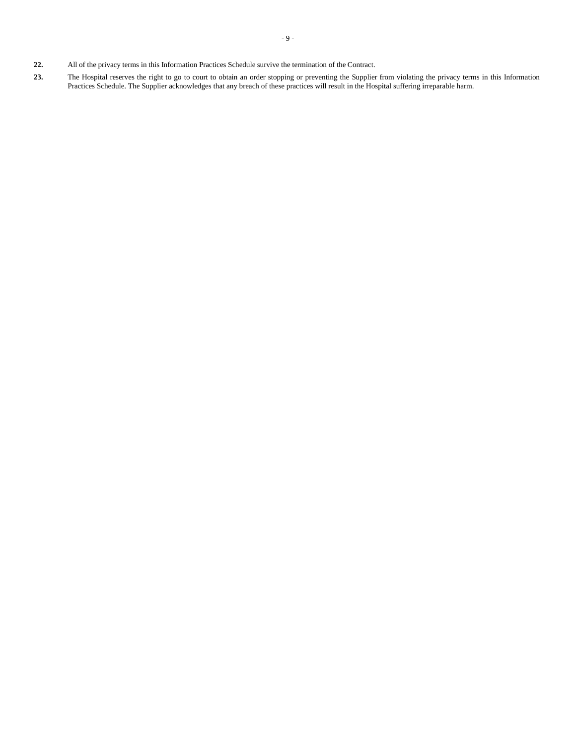**22.** All of the privacy terms in this Information Practices Schedule survive the termination of the Contract.

**23.** The Hospital reserves the right to go to court to obtain an order stopping or preventing the Supplier from violating the privacy terms in this Information Practices Schedule. The Supplier acknowledges that any breach of these practices will result in the Hospital suffering irreparable harm.